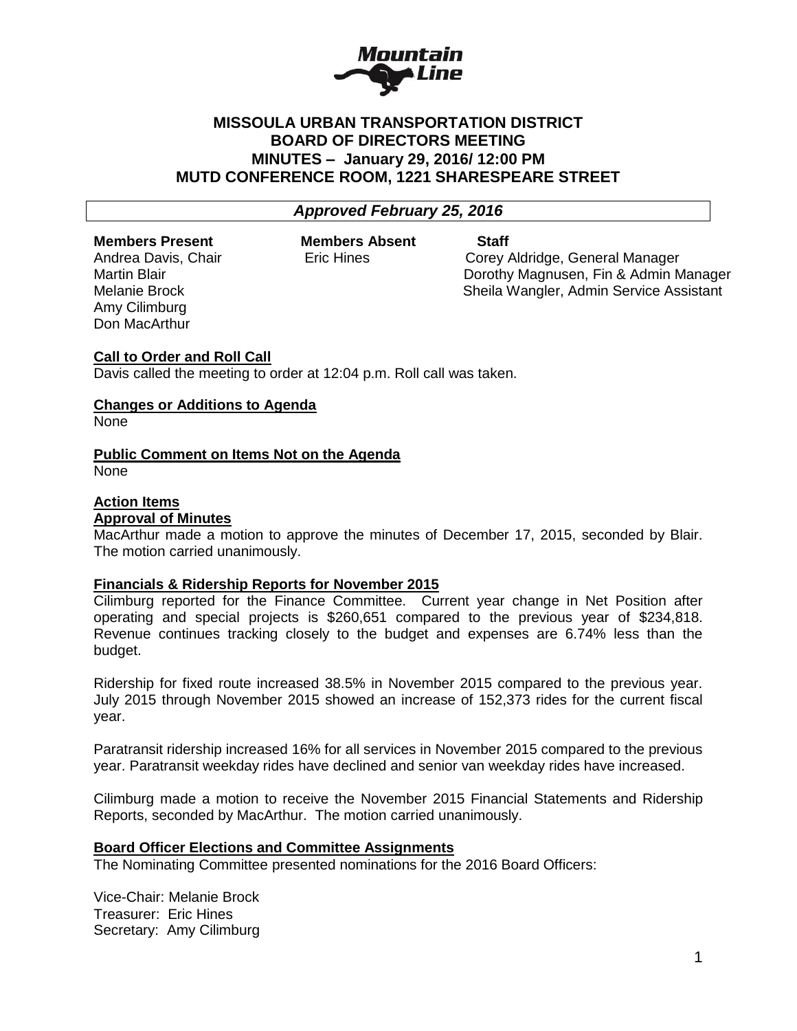# MISSOULA URBAN TRANSPORTATION DISTRICT
# BOARD OF DIRECTORS MEETING
# MINUTES – January 29, 2016/ 12:00 PM
# MUTD CONFERENCE ROOM, 1221 SHARESPEARE STREET

***Approved February 25, 2016***

| Members Present | Members Absent | Staff |
|---|---|---|
| Andrea Davis, Chair | Eric Hines | Corey Aldridge, General Manager |
| Martin Blair | | Dorothy Magnusen, Fin & Admin Manager |
| Melanie Brock | | Sheila Wangler, Admin Service Assistant |
| Amy Cilimburg | | |
| Don MacArthur | | |

**Call to Order and Roll Call**

Davis called the meeting to order at 12:04 p.m. Roll call was taken.

**Changes or Additions to Agenda**

None

**Public Comment on Items Not on the Agenda**

None

**Action Items**

**Approval of Minutes**

MacArthur made a motion to approve the minutes of December 17, 2015, seconded by Blair. The motion carried unanimously.

**Financials & Ridership Reports for November 2015**

Cilimburg reported for the Finance Committee. Current year change in Net Position after operating and special projects is $260,651 compared to the previous year of $234,818. Revenue continues tracking closely to the budget and expenses are 6.74% less than the budget.

Ridership for fixed route increased 38.5% in November 2015 compared to the previous year. July 2015 through November 2015 showed an increase of 152,373 rides for the current fiscal year.

Paratransit ridership increased 16% for all services in November 2015 compared to the previous year. Paratransit weekday rides have declined and senior van weekday rides have increased.

Cilimburg made a motion to receive the November 2015 Financial Statements and Ridership Reports, seconded by MacArthur. The motion carried unanimously.

**Board Officer Elections and Committee Assignments**

The Nominating Committee presented nominations for the 2016 Board Officers:

Vice-Chair: Melanie Brock
Treasurer: Eric Hines
Secretary: Amy Cilimburg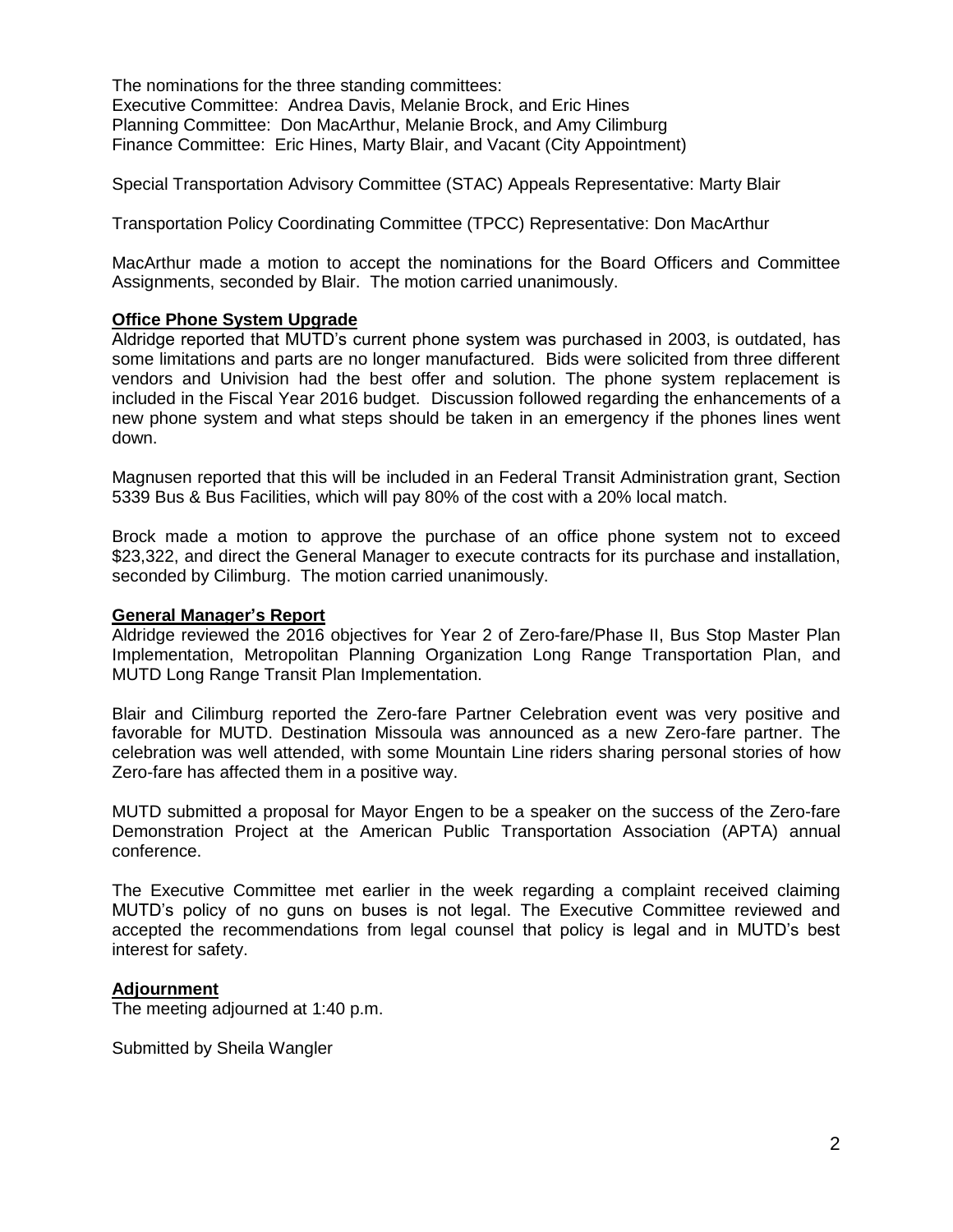The nominations for the three standing committees:
Executive Committee: Andrea Davis, Melanie Brock, and Eric Hines
Planning Committee: Don MacArthur, Melanie Brock, and Amy Cilimburg
Finance Committee: Eric Hines, Marty Blair, and Vacant (City Appointment)

Special Transportation Advisory Committee (STAC) Appeals Representative: Marty Blair

Transportation Policy Coordinating Committee (TPCC) Representative: Don MacArthur

MacArthur made a motion to accept the nominations for the Board Officers and Committee Assignments, seconded by Blair. The motion carried unanimously.

**Office Phone System Upgrade**

Aldridge reported that MUTD's current phone system was purchased in 2003, is outdated, has some limitations and parts are no longer manufactured. Bids were solicited from three different vendors and Univision had the best offer and solution. The phone system replacement is included in the Fiscal Year 2016 budget. Discussion followed regarding the enhancements of a new phone system and what steps should be taken in an emergency if the phones lines went down.

Magnusen reported that this will be included in an Federal Transit Administration grant, Section 5339 Bus & Bus Facilities, which will pay 80% of the cost with a 20% local match.

Brock made a motion to approve the purchase of an office phone system not to exceed $23,322, and direct the General Manager to execute contracts for its purchase and installation, seconded by Cilimburg. The motion carried unanimously.

**General Manager's Report**

Aldridge reviewed the 2016 objectives for Year 2 of Zero-fare/Phase II, Bus Stop Master Plan Implementation, Metropolitan Planning Organization Long Range Transportation Plan, and MUTD Long Range Transit Plan Implementation.

Blair and Cilimburg reported the Zero-fare Partner Celebration event was very positive and favorable for MUTD. Destination Missoula was announced as a new Zero-fare partner. The celebration was well attended, with some Mountain Line riders sharing personal stories of how Zero-fare has affected them in a positive way.

MUTD submitted a proposal for Mayor Engen to be a speaker on the success of the Zero-fare Demonstration Project at the American Public Transportation Association (APTA) annual conference.

The Executive Committee met earlier in the week regarding a complaint received claiming MUTD's policy of no guns on buses is not legal. The Executive Committee reviewed and accepted the recommendations from legal counsel that policy is legal and in MUTD's best interest for safety.

**Adjournment**

The meeting adjourned at 1:40 p.m.

Submitted by Sheila Wangler